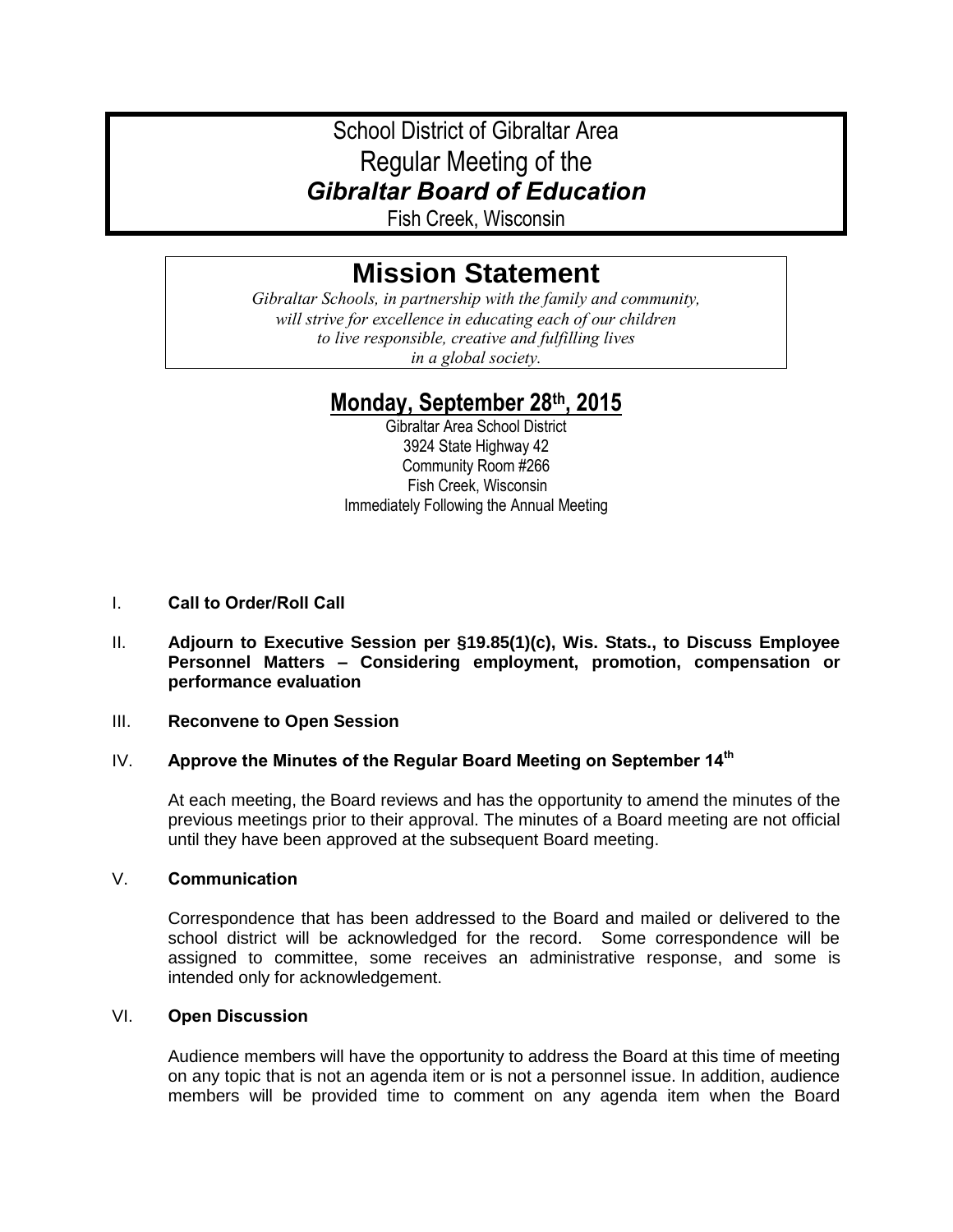# School District of Gibraltar Area

## Regular Meeting of the

## *Gibraltar Board of Education*

Fish Creek, Wisconsin

## Mission Statement

*Gibraltar Schools, in partnership with the family and community, will strive for excellence in educating each of our children to live responsible, creative and fulfilling lives in a global society.*

## Monday, September 28th, 2015

Gibraltar Area School District
3924 State Highway 42
Community Room #266
Fish Creek, Wisconsin
Immediately Following the Annual Meeting

I. **Call to Order/Roll Call**

II. **Adjourn to Executive Session per §19.85(1)(c), Wis. Stats., to Discuss Employee Personnel Matters – Considering employment, promotion, compensation or performance evaluation**

III. **Reconvene to Open Session**

IV. **Approve the Minutes of the Regular Board Meeting on September 14th**

At each meeting, the Board reviews and has the opportunity to amend the minutes of the previous meetings prior to their approval. The minutes of a Board meeting are not official until they have been approved at the subsequent Board meeting.

V. **Communication**

Correspondence that has been addressed to the Board and mailed or delivered to the school district will be acknowledged for the record. Some correspondence will be assigned to committee, some receives an administrative response, and some is intended only for acknowledgement.

VI. **Open Discussion**

Audience members will have the opportunity to address the Board at this time of meeting on any topic that is not an agenda item or is not a personnel issue. In addition, audience members will be provided time to comment on any agenda item when the Board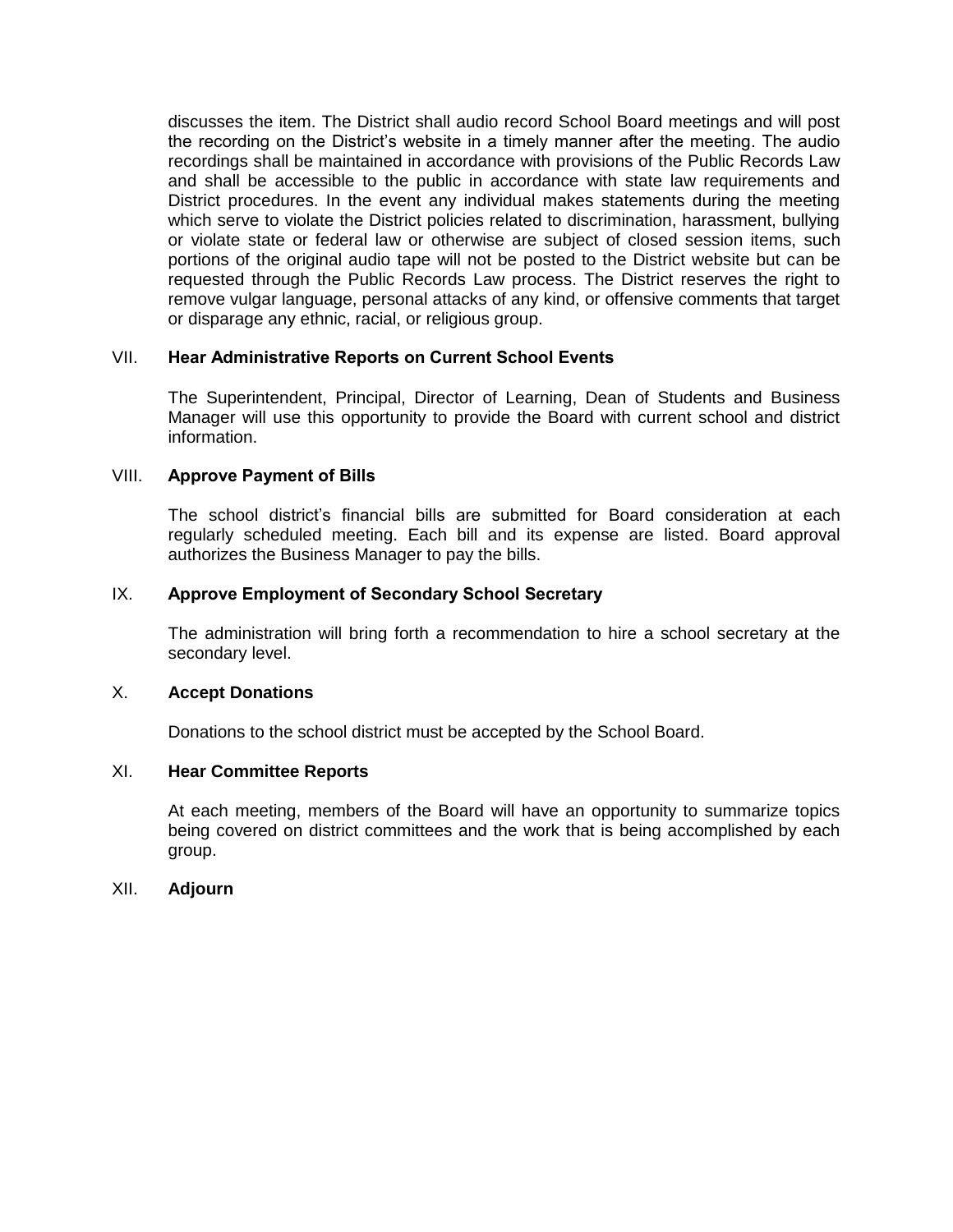discusses the item. The District shall audio record School Board meetings and will post the recording on the District's website in a timely manner after the meeting. The audio recordings shall be maintained in accordance with provisions of the Public Records Law and shall be accessible to the public in accordance with state law requirements and District procedures. In the event any individual makes statements during the meeting which serve to violate the District policies related to discrimination, harassment, bullying or violate state or federal law or otherwise are subject of closed session items, such portions of the original audio tape will not be posted to the District website but can be requested through the Public Records Law process. The District reserves the right to remove vulgar language, personal attacks of any kind, or offensive comments that target or disparage any ethnic, racial, or religious group.

VII. **Hear Administrative Reports on Current School Events**

The Superintendent, Principal, Director of Learning, Dean of Students and Business Manager will use this opportunity to provide the Board with current school and district information.

VIII. **Approve Payment of Bills**

The school district's financial bills are submitted for Board consideration at each regularly scheduled meeting. Each bill and its expense are listed. Board approval authorizes the Business Manager to pay the bills.

IX. **Approve Employment of Secondary School Secretary**

The administration will bring forth a recommendation to hire a school secretary at the secondary level.

X. **Accept Donations**

Donations to the school district must be accepted by the School Board.

XI. **Hear Committee Reports**

At each meeting, members of the Board will have an opportunity to summarize topics being covered on district committees and the work that is being accomplished by each group.

XII. **Adjourn**